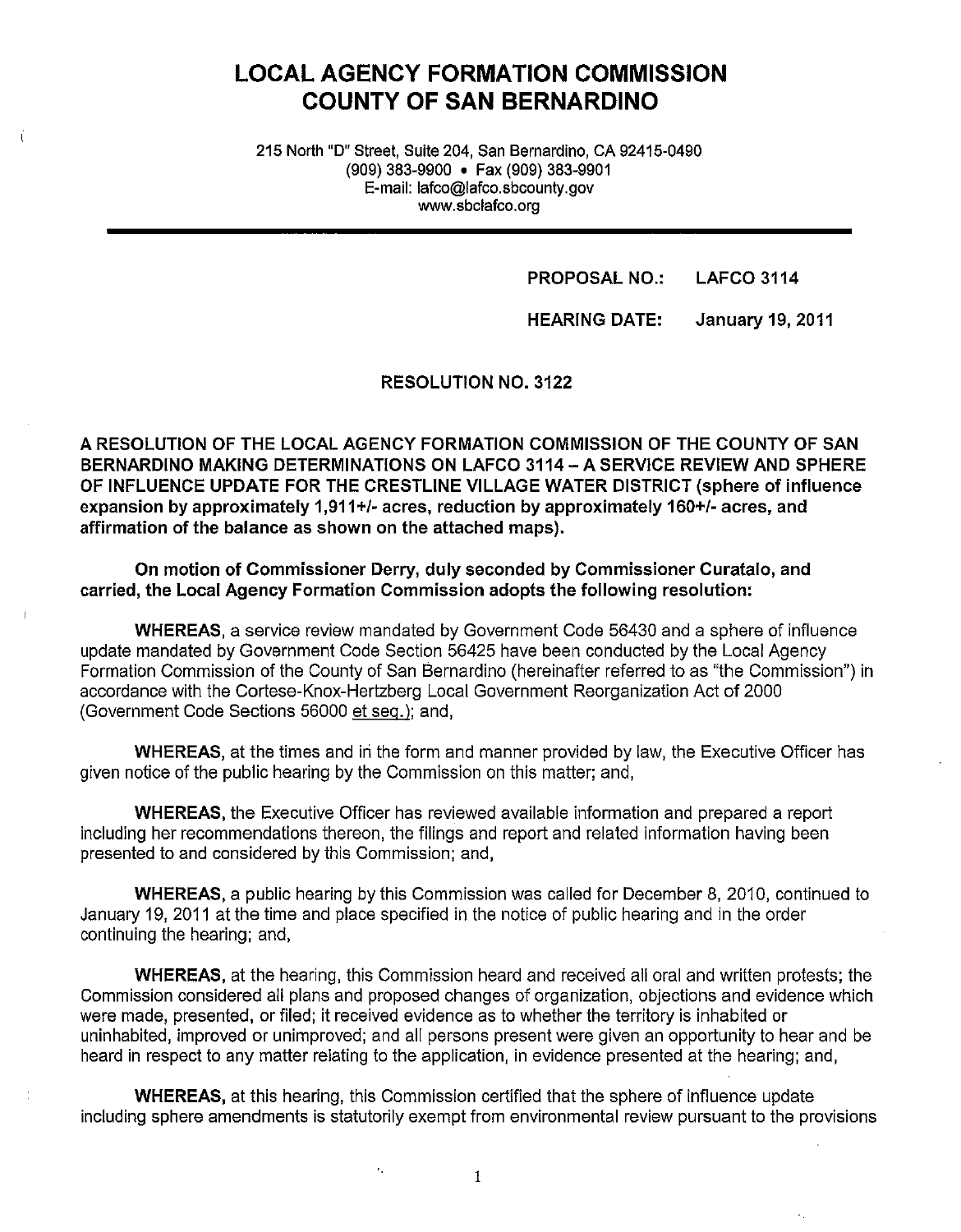# LOCAL AGENCY FORMATION COMMISSION
# COUNTY OF SAN BERNARDINO

215 North "D" Street, Suite 204, San Bernardino, CA 92415-0490
(909) 383-9900 • Fax (909) 383-9901
E-mail: lafco@lafco.sbcounty.gov
www.sbclafco.org

**PROPOSAL NO.: LAFCO 3114**

**HEARING DATE: January 19, 2011**

**RESOLUTION NO. 3122**

**A RESOLUTION OF THE LOCAL AGENCY FORMATION COMMISSION OF THE COUNTY OF SAN BERNARDINO MAKING DETERMINATIONS ON LAFCO 3114 – A SERVICE REVIEW AND SPHERE OF INFLUENCE UPDATE FOR THE CRESTLINE VILLAGE WATER DISTRICT (sphere of influence expansion by approximately 1,911+/- acres, reduction by approximately 160+/- acres, and affirmation of the balance as shown on the attached maps).**

**On motion of Commissioner Derry, duly seconded by Commissioner Curatalo, and carried, the Local Agency Formation Commission adopts the following resolution:**

**WHEREAS,** a service review mandated by Government Code 56430 and a sphere of influence update mandated by Government Code Section 56425 have been conducted by the Local Agency Formation Commission of the County of San Bernardino (hereinafter referred to as "the Commission") in accordance with the Cortese-Knox-Hertzberg Local Government Reorganization Act of 2000 (Government Code Sections 56000 et seq.); and,

**WHEREAS,** at the times and in the form and manner provided by law, the Executive Officer has given notice of the public hearing by the Commission on this matter; and,

**WHEREAS,** the Executive Officer has reviewed available information and prepared a report including her recommendations thereon, the filings and report and related information having been presented to and considered by this Commission; and,

**WHEREAS,** a public hearing by this Commission was called for December 8, 2010, continued to January 19, 2011 at the time and place specified in the notice of public hearing and in the order continuing the hearing; and,

**WHEREAS,** at the hearing, this Commission heard and received all oral and written protests; the Commission considered all plans and proposed changes of organization, objections and evidence which were made, presented, or filed; it received evidence as to whether the territory is inhabited or uninhabited, improved or unimproved; and all persons present were given an opportunity to hear and be heard in respect to any matter relating to the application, in evidence presented at the hearing; and,

**WHEREAS,** at this hearing, this Commission certified that the sphere of influence update including sphere amendments is statutorily exempt from environmental review pursuant to the provisions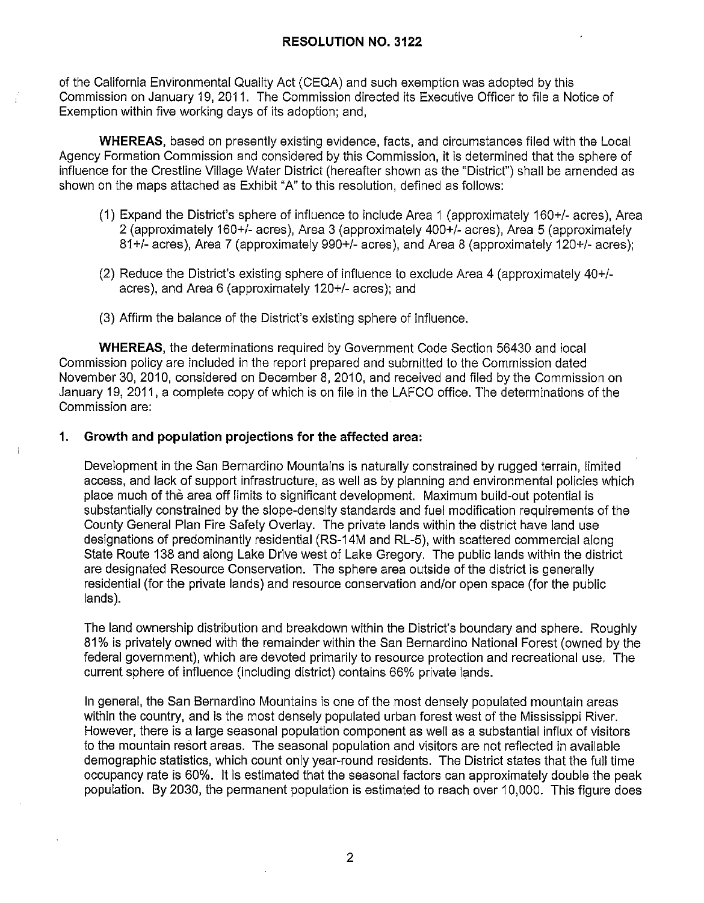of the California Environmental Quality Act (CEQA) and such exemption was adopted by this Commission on January 19, 2011. The Commission directed its Executive Officer to file a Notice of Exemption within five working days of its adoption; and,

**WHEREAS**, based on presently existing evidence, facts, and circumstances filed with the Local Agency Formation Commission and considered by this Commission, it is determined that the sphere of influence for the Crestline Village Water District (hereafter shown as the "District") shall be amended as shown on the maps attached as Exhibit "A" to this resolution, defined as follows:

(1) Expand the District's sphere of influence to include Area 1 (approximately 160+/- acres), Area 2 (approximately 160+/- acres), Area 3 (approximately 400+/- acres), Area 5 (approximately 81+/- acres), Area 7 (approximately 990+/- acres), and Area 8 (approximately 120+/- acres);

(2) Reduce the District's existing sphere of influence to exclude Area 4 (approximately 40+/- acres), and Area 6 (approximately 120+/- acres); and

(3) Affirm the balance of the District's existing sphere of influence.

**WHEREAS**, the determinations required by Government Code Section 56430 and local Commission policy are included in the report prepared and submitted to the Commission dated November 30, 2010, considered on December 8, 2010, and received and filed by the Commission on January 19, 2011, a complete copy of which is on file in the LAFCO office. The determinations of the Commission are:

**1. Growth and population projections for the affected area:**

Development in the San Bernardino Mountains is naturally constrained by rugged terrain, limited access, and lack of support infrastructure, as well as by planning and environmental policies which place much of the area off limits to significant development. Maximum build-out potential is substantially constrained by the slope-density standards and fuel modification requirements of the County General Plan Fire Safety Overlay. The private lands within the district have land use designations of predominantly residential (RS-14M and RL-5), with scattered commercial along State Route 138 and along Lake Drive west of Lake Gregory. The public lands within the district are designated Resource Conservation. The sphere area outside of the district is generally residential (for the private lands) and resource conservation and/or open space (for the public lands).

The land ownership distribution and breakdown within the District's boundary and sphere. Roughly 81% is privately owned with the remainder within the San Bernardino National Forest (owned by the federal government), which are devoted primarily to resource protection and recreational use. The current sphere of influence (including district) contains 66% private lands.

In general, the San Bernardino Mountains is one of the most densely populated mountain areas within the country, and is the most densely populated urban forest west of the Mississippi River. However, there is a large seasonal population component as well as a substantial influx of visitors to the mountain resort areas. The seasonal population and visitors are not reflected in available demographic statistics, which count only year-round residents. The District states that the full time occupancy rate is 60%. It is estimated that the seasonal factors can approximately double the peak population. By 2030, the permanent population is estimated to reach over 10,000. This figure does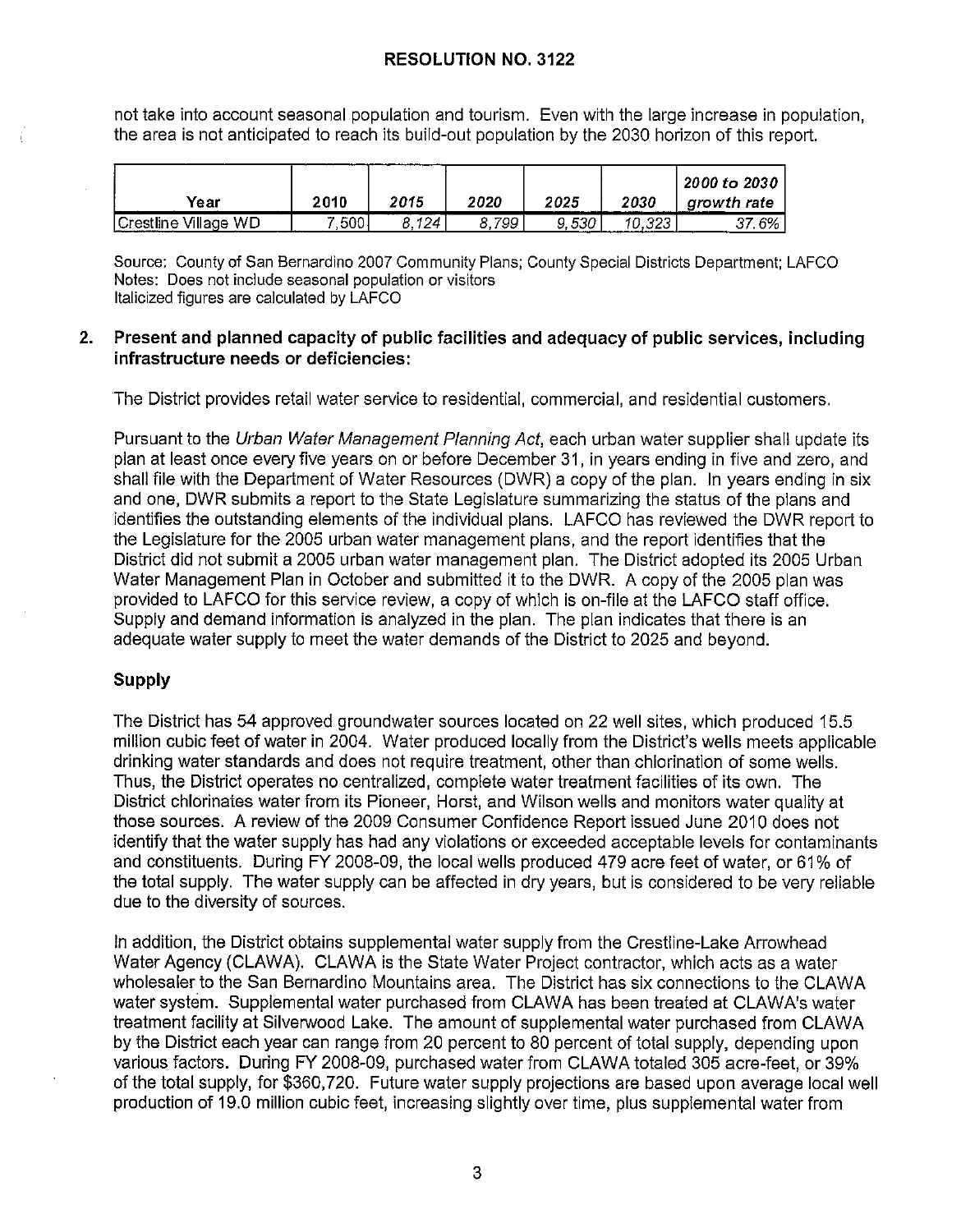not take into account seasonal population and tourism. Even with the large increase in population, the area is not anticipated to reach its build-out population by the 2030 horizon of this report.

| Year | 2010 | 2015 | 2020 | 2025 | 2030 | 2000 to 2030 growth rate |
|---|---|---|---|---|---|---|
| Crestline Village WD | 7,500 | *8,124* | *8,799* | *9,530* | *10,323* | *37.6%* |

Source: County of San Bernardino 2007 Community Plans; County Special Districts Department; LAFCO
Notes: Does not include seasonal population or visitors
Italicized figures are calculated by LAFCO

**2. Present and planned capacity of public facilities and adequacy of public services, including infrastructure needs or deficiencies:**

The District provides retail water service to residential, commercial, and residential customers.

Pursuant to the *Urban Water Management Planning Act*, each urban water supplier shall update its plan at least once every five years on or before December 31, in years ending in five and zero, and shall file with the Department of Water Resources (DWR) a copy of the plan. In years ending in six and one, DWR submits a report to the State Legislature summarizing the status of the plans and identifies the outstanding elements of the individual plans. LAFCO has reviewed the DWR report to the Legislature for the 2005 urban water management plans, and the report identifies that the District did not submit a 2005 urban water management plan. The District adopted its 2005 Urban Water Management Plan in October and submitted it to the DWR. A copy of the 2005 plan was provided to LAFCO for this service review, a copy of which is on-file at the LAFCO staff office. Supply and demand information is analyzed in the plan. The plan indicates that there is an adequate water supply to meet the water demands of the District to 2025 and beyond.

## Supply

The District has 54 approved groundwater sources located on 22 well sites, which produced 15.5 million cubic feet of water in 2004. Water produced locally from the District's wells meets applicable drinking water standards and does not require treatment, other than chlorination of some wells. Thus, the District operates no centralized, complete water treatment facilities of its own. The District chlorinates water from its Pioneer, Horst, and Wilson wells and monitors water quality at those sources. A review of the 2009 Consumer Confidence Report issued June 2010 does not identify that the water supply has had any violations or exceeded acceptable levels for contaminants and constituents. During FY 2008-09, the local wells produced 479 acre feet of water, or 61% of the total supply. The water supply can be affected in dry years, but is considered to be very reliable due to the diversity of sources.

In addition, the District obtains supplemental water supply from the Crestline-Lake Arrowhead Water Agency (CLAWA). CLAWA is the State Water Project contractor, which acts as a water wholesaler to the San Bernardino Mountains area. The District has six connections to the CLAWA water system. Supplemental water purchased from CLAWA has been treated at CLAWA's water treatment facility at Silverwood Lake. The amount of supplemental water purchased from CLAWA by the District each year can range from 20 percent to 80 percent of total supply, depending upon various factors. During FY 2008-09, purchased water from CLAWA totaled 305 acre-feet, or 39% of the total supply, for $360,720. Future water supply projections are based upon average local well production of 19.0 million cubic feet, increasing slightly over time, plus supplemental water from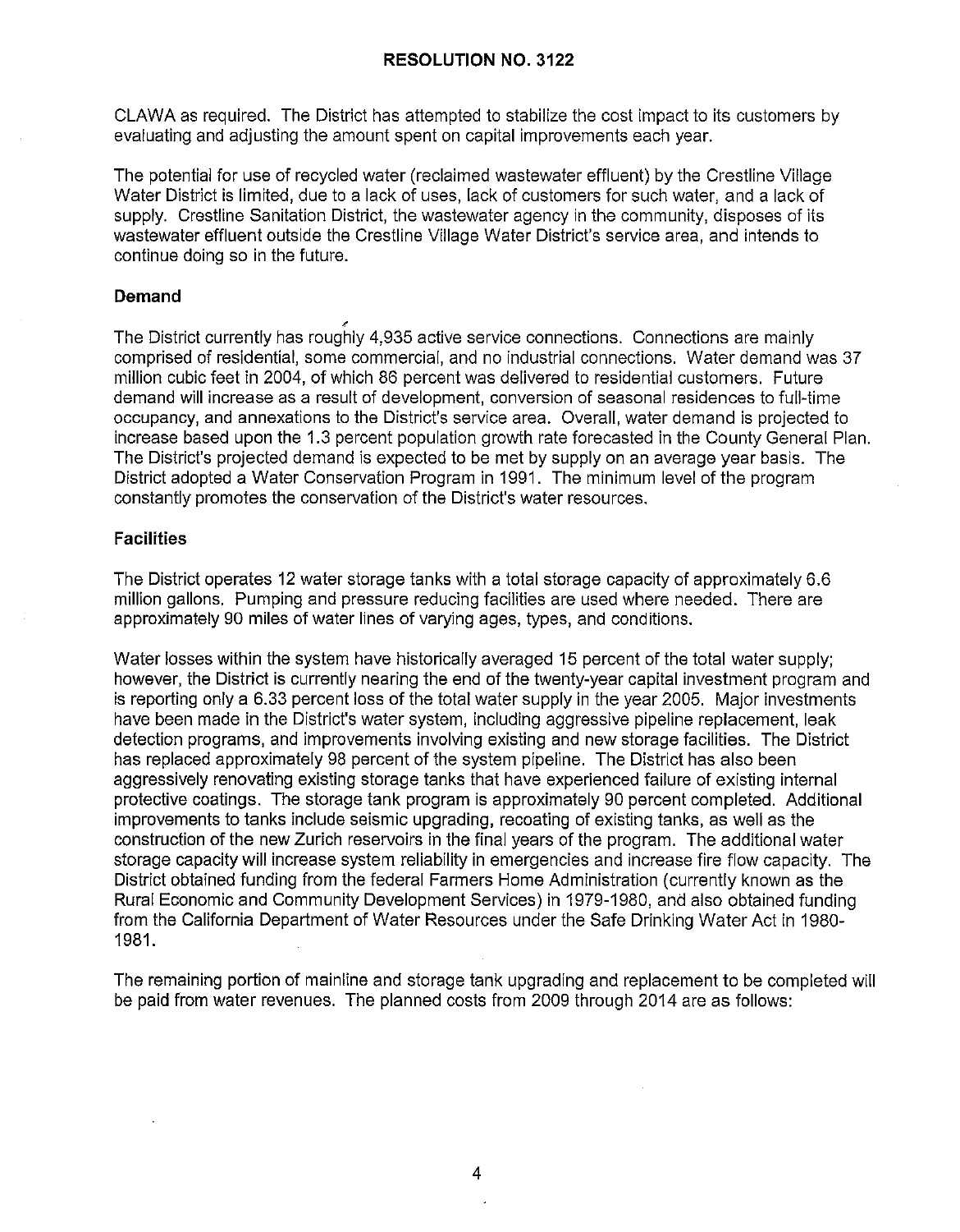CLAWA as required. The District has attempted to stabilize the cost impact to its customers by evaluating and adjusting the amount spent on capital improvements each year.

The potential for use of recycled water (reclaimed wastewater effluent) by the Crestline Village Water District is limited, due to a lack of uses, lack of customers for such water, and a lack of supply. Crestline Sanitation District, the wastewater agency in the community, disposes of its wastewater effluent outside the Crestline Village Water District's service area, and intends to continue doing so in the future.

### Demand

The District currently has roughly 4,935 active service connections. Connections are mainly comprised of residential, some commercial, and no industrial connections. Water demand was 37 million cubic feet in 2004, of which 86 percent was delivered to residential customers. Future demand will increase as a result of development, conversion of seasonal residences to full-time occupancy, and annexations to the District's service area. Overall, water demand is projected to increase based upon the 1.3 percent population growth rate forecasted in the County General Plan. The District's projected demand is expected to be met by supply on an average year basis. The District adopted a Water Conservation Program in 1991. The minimum level of the program constantly promotes the conservation of the District's water resources.

### Facilities

The District operates 12 water storage tanks with a total storage capacity of approximately 6.6 million gallons. Pumping and pressure reducing facilities are used where needed. There are approximately 90 miles of water lines of varying ages, types, and conditions.

Water losses within the system have historically averaged 15 percent of the total water supply; however, the District is currently nearing the end of the twenty-year capital investment program and is reporting only a 6.33 percent loss of the total water supply in the year 2005. Major investments have been made in the District's water system, including aggressive pipeline replacement, leak detection programs, and improvements involving existing and new storage facilities. The District has replaced approximately 98 percent of the system pipeline. The District has also been aggressively renovating existing storage tanks that have experienced failure of existing internal protective coatings. The storage tank program is approximately 90 percent completed. Additional improvements to tanks include seismic upgrading, recoating of existing tanks, as well as the construction of the new Zurich reservoirs in the final years of the program. The additional water storage capacity will increase system reliability in emergencies and increase fire flow capacity. The District obtained funding from the federal Farmers Home Administration (currently known as the Rural Economic and Community Development Services) in 1979-1980, and also obtained funding from the California Department of Water Resources under the Safe Drinking Water Act in 1980-1981.

The remaining portion of mainline and storage tank upgrading and replacement to be completed will be paid from water revenues. The planned costs from 2009 through 2014 are as follows: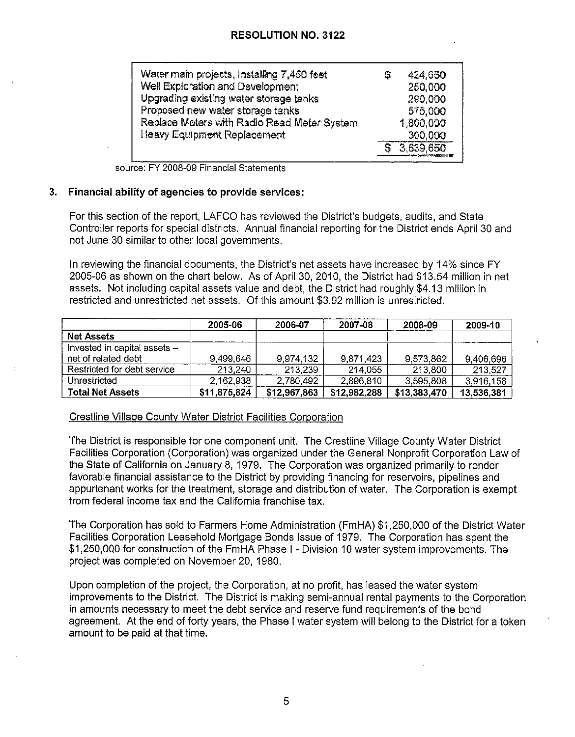## RESOLUTION NO. 3122

| | |
|---|---|
| Water main projects, installing 7,450 feet | $ 424,650 |
| Well Exploration and Development | 250,000 |
| Upgrading existing water storage tanks | 290,000 |
| Proposed new water storage tanks | 575,000 |
| Replace Meters with Radio Read Meter System | 1,800,000 |
| Heavy Equipment Replacement | 300,000 |
| | $ 3,639,650 |

source: FY 2008-09 Financial Statements

### 3. Financial ability of agencies to provide services:

For this section of the report, LAFCO has reviewed the District's budgets, audits, and State Controller reports for special districts. Annual financial reporting for the District ends April 30 and not June 30 similar to other local governments.

In reviewing the financial documents, the District's net assets have increased by 14% since FY 2005-06 as shown on the chart below. As of April 30, 2010, the District had $13.54 million in net assets. Not including capital assets value and debt, the District had roughly $4.13 million in restricted and unrestricted net assets. Of this amount $3.92 million is unrestricted.

| | 2005-06 | 2006-07 | 2007-08 | 2008-09 | 2009-10 |
|---|---|---|---|---|---|
| **Net Assets** | | | | | |
| Invested in capital assets – net of related debt | 9,499,646 | 9,974,132 | 9,871,423 | 9,573,862 | 9,406,696 |
| Restricted for debt service | 213,240 | 213,239 | 214,055 | 213,800 | 213,527 |
| Unrestricted | 2,162,938 | 2,780,492 | 2,896,810 | 3,595,808 | 3,916,158 |
| **Total Net Assets** | **$11,875,824** | **$12,967,863** | **$12,982,288** | **$13,383,470** | **13,536,381** |

Crestline Village County Water District Facilities Corporation

The District is responsible for one component unit. The Crestline Village County Water District Facilities Corporation (Corporation) was organized under the General Nonprofit Corporation Law of the State of California on January 8, 1979. The Corporation was organized primarily to render favorable financial assistance to the District by providing financing for reservoirs, pipelines and appurtenant works for the treatment, storage and distribution of water. The Corporation is exempt from federal income tax and the California franchise tax.

The Corporation has sold to Farmers Home Administration (FmHA) $1,250,000 of the District Water Facilities Corporation Leasehold Mortgage Bonds Issue of 1979. The Corporation has spent the $1,250,000 for construction of the FmHA Phase I - Division 10 water system improvements. The project was completed on November 20, 1980.

Upon completion of the project, the Corporation, at no profit, has leased the water system improvements to the District. The District is making semi-annual rental payments to the Corporation in amounts necessary to meet the debt service and reserve fund requirements of the bond agreement. At the end of forty years, the Phase I water system will belong to the District for a token amount to be paid at that time.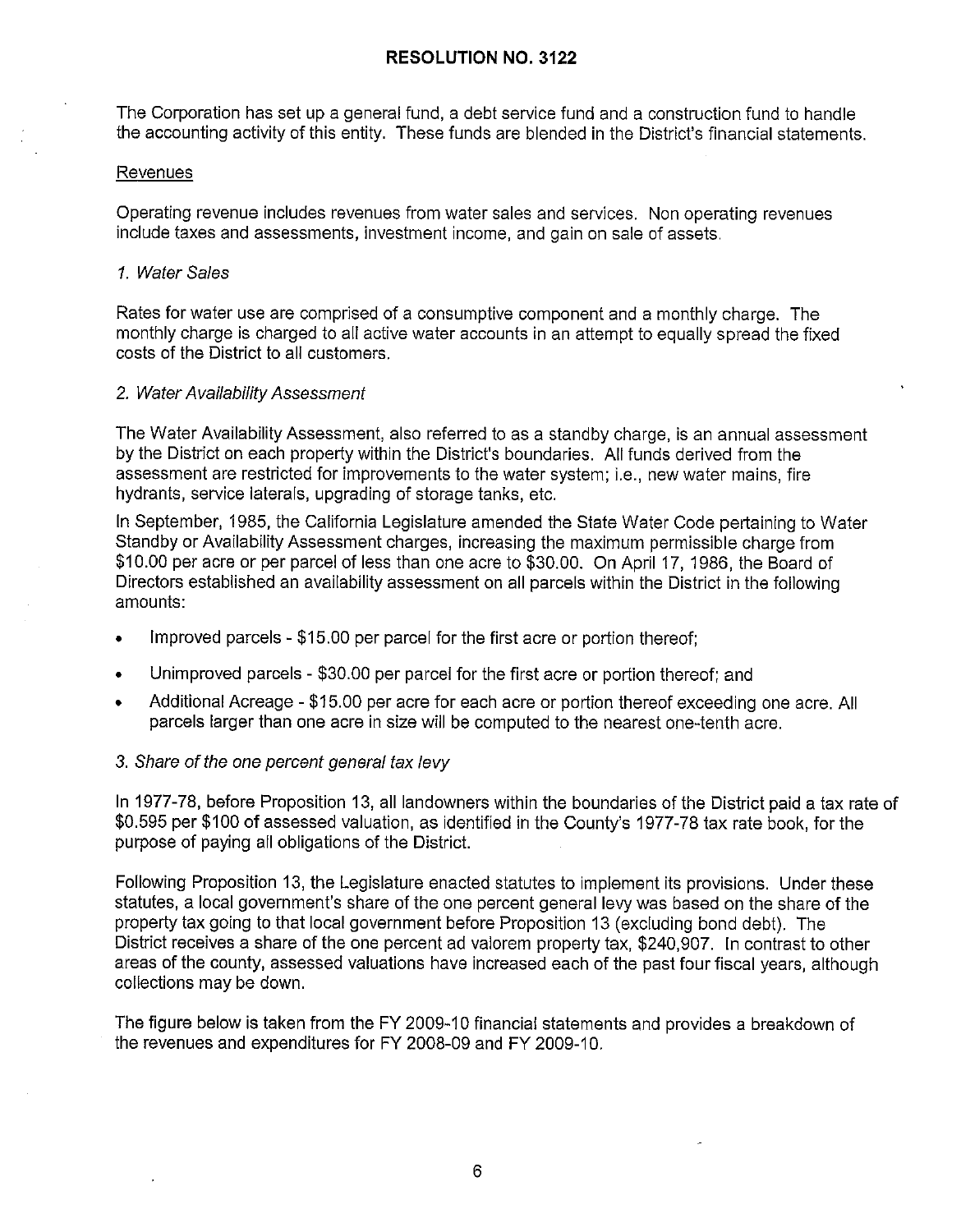# RESOLUTION NO. 3122

The Corporation has set up a general fund, a debt service fund and a construction fund to handle the accounting activity of this entity. These funds are blended in the District's financial statements.

## Revenues

Operating revenue includes revenues from water sales and services. Non operating revenues include taxes and assessments, investment income, and gain on sale of assets.

### *1. Water Sales*

Rates for water use are comprised of a consumptive component and a monthly charge. The monthly charge is charged to all active water accounts in an attempt to equally spread the fixed costs of the District to all customers.

### *2. Water Availability Assessment*

The Water Availability Assessment, also referred to as a standby charge, is an annual assessment by the District on each property within the District's boundaries. All funds derived from the assessment are restricted for improvements to the water system; i.e., new water mains, fire hydrants, service laterals, upgrading of storage tanks, etc.

In September, 1985, the California Legislature amended the State Water Code pertaining to Water Standby or Availability Assessment charges, increasing the maximum permissible charge from $10.00 per acre or per parcel of less than one acre to $30.00. On April 17, 1986, the Board of Directors established an availability assessment on all parcels within the District in the following amounts:

- Improved parcels - $15.00 per parcel for the first acre or portion thereof;
- Unimproved parcels - $30.00 per parcel for the first acre or portion thereof; and
- Additional Acreage - $15.00 per acre for each acre or portion thereof exceeding one acre. All parcels larger than one acre in size will be computed to the nearest one-tenth acre.

### *3. Share of the one percent general tax levy*

In 1977-78, before Proposition 13, all landowners within the boundaries of the District paid a tax rate of $0.595 per $100 of assessed valuation, as identified in the County's 1977-78 tax rate book, for the purpose of paying all obligations of the District.

Following Proposition 13, the Legislature enacted statutes to implement its provisions. Under these statutes, a local government's share of the one percent general levy was based on the share of the property tax going to that local government before Proposition 13 (excluding bond debt). The District receives a share of the one percent ad valorem property tax, $240,907. In contrast to other areas of the county, assessed valuations have increased each of the past four fiscal years, although collections may be down.

The figure below is taken from the FY 2009-10 financial statements and provides a breakdown of the revenues and expenditures for FY 2008-09 and FY 2009-10.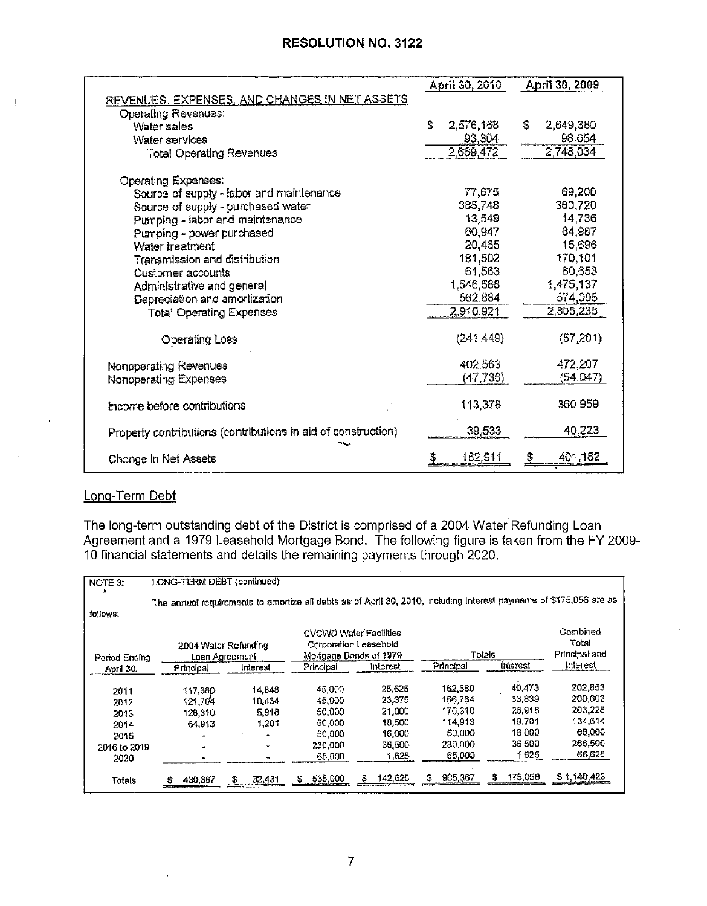# RESOLUTION NO. 3122

| | April 30, 2010 | April 30, 2009 |
|---|---|---|
| REVENUES, EXPENSES, AND CHANGES IN NET ASSETS | | |
| Operating Revenues: | | |
| Water sales | $ 2,576,168 | $ 2,649,380 |
| Water services | 93,304 | 98,654 |
| Total Operating Revenues | 2,669,472 | 2,748,034 |
| Operating Expenses: | | |
| Source of supply - labor and maintenance | 77,675 | 69,200 |
| Source of supply - purchased water | 385,748 | 360,720 |
| Pumping - labor and maintenance | 13,549 | 14,736 |
| Pumping - power purchased | 60,947 | 64,987 |
| Water treatment | 20,465 | 15,696 |
| Transmission and distribution | 181,502 | 170,101 |
| Customer accounts | 61,563 | 60,653 |
| Administrative and general | 1,546,588 | 1,475,137 |
| Depreciation and amortization | 562,884 | 574,005 |
| Total Operating Expenses | 2,910,921 | 2,805,235 |
| Operating Loss | (241,449) | (57,201) |
| Nonoperating Revenues | 402,563 | 472,207 |
| Nonoperating Expenses | (47,736) | (54,047) |
| Income before contributions | 113,378 | 360,959 |
| Property contributions (contributions in aid of construction) | 39,533 | 40,223 |
| Change in Net Assets | $ 152,911 | $ 401,182 |

## Long-Term Debt

The long-term outstanding debt of the District is comprised of a 2004 Water Refunding Loan Agreement and a 1979 Leasehold Mortgage Bond. The following figure is taken from the FY 2009-10 financial statements and details the remaining payments through 2020.

NOTE 3: LONG-TERM DEBT (continued)

The annual requirements to amortize all debts as of April 30, 2010, including interest payments of $175,056 are as follows:

| Period Ending April 30, | 2004 Water Refunding Loan Agreement | | CVCWD Water Facilities Corporation Leasehold Mortgage Bonds of 1979 | | Totals | | Combined Total Principal and Interest |
|---|---|---|---|---|---|---|---|
| | Principal | Interest | Principal | Interest | Principal | Interest | |
| 2011 | 117,380 | 14,848 | 45,000 | 25,625 | 162,380 | 40,473 | 202,853 |
| 2012 | 121,764 | 10,464 | 45,000 | 23,375 | 166,764 | 33,839 | 200,603 |
| 2013 | 126,310 | 5,918 | 50,000 | 21,000 | 176,310 | 26,918 | 203,228 |
| 2014 | 64,913 | 1,201 | 50,000 | 18,500 | 114,913 | 19,701 | 134,614 |
| 2015 | - | - | 50,000 | 16,000 | 50,000 | 16,000 | 66,000 |
| 2016 to 2019 | - | - | 230,000 | 36,500 | 230,000 | 36,500 | 266,500 |
| 2020 | - | - | 65,000 | 1,625 | 65,000 | 1,625 | 66,625 |
| Totals | $ 430,367 | $ 32,431 | $ 535,000 | $ 142,625 | $ 965,367 | $ 175,056 | $ 1,140,423 |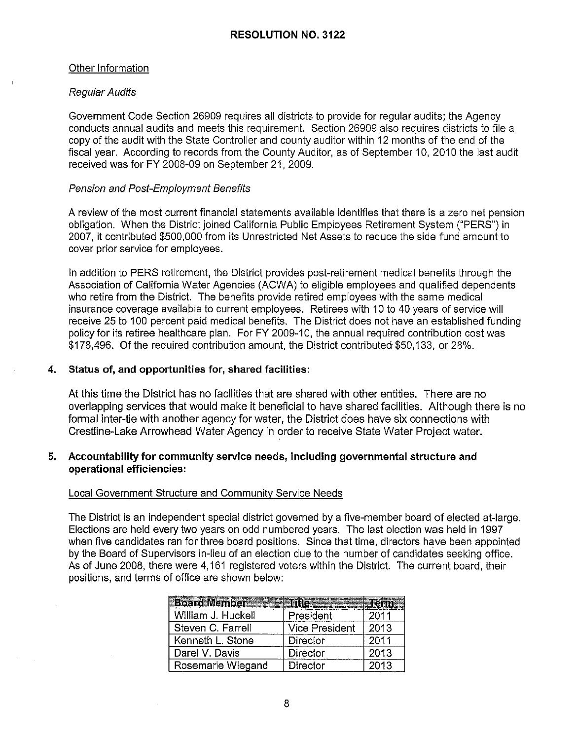## RESOLUTION NO. 3122

Other Information

*Regular Audits*

Government Code Section 26909 requires all districts to provide for regular audits; the Agency conducts annual audits and meets this requirement. Section 26909 also requires districts to file a copy of the audit with the State Controller and county auditor within 12 months of the end of the fiscal year. According to records from the County Auditor, as of September 10, 2010 the last audit received was for FY 2008-09 on September 21, 2009.

*Pension and Post-Employment Benefits*

A review of the most current financial statements available identifies that there is a zero net pension obligation. When the District joined California Public Employees Retirement System ("PERS") in 2007, it contributed $500,000 from its Unrestricted Net Assets to reduce the side fund amount to cover prior service for employees.

In addition to PERS retirement, the District provides post-retirement medical benefits through the Association of California Water Agencies (ACWA) to eligible employees and qualified dependents who retire from the District. The benefits provide retired employees with the same medical insurance coverage available to current employees. Retirees with 10 to 40 years of service will receive 25 to 100 percent paid medical benefits. The District does not have an established funding policy for its retiree healthcare plan. For FY 2009-10, the annual required contribution cost was $178,496. Of the required contribution amount, the District contributed $50,133, or 28%.

**4. Status of, and opportunities for, shared facilities:**

At this time the District has no facilities that are shared with other entities. There are no overlapping services that would make it beneficial to have shared facilities. Although there is no formal inter-tie with another agency for water, the District does have six connections with Crestline-Lake Arrowhead Water Agency in order to receive State Water Project water.

**5. Accountability for community service needs, including governmental structure and operational efficiencies:**

Local Government Structure and Community Service Needs

The District is an independent special district governed by a five-member board of elected at-large. Elections are held every two years on odd numbered years. The last election was held in 1997 when five candidates ran for three board positions. Since that time, directors have been appointed by the Board of Supervisors in-lieu of an election due to the number of candidates seeking office. As of June 2008, there were 4,161 registered voters within the District. The current board, their positions, and terms of office are shown below:

| Board Member | Title | Term |
|---|---|---|
| William J. Huckell | President | 2011 |
| Steven C. Farrell | Vice President | 2013 |
| Kenneth L. Stone | Director | 2011 |
| Darel V. Davis | Director | 2013 |
| Rosemarie Wiegand | Director | 2013 |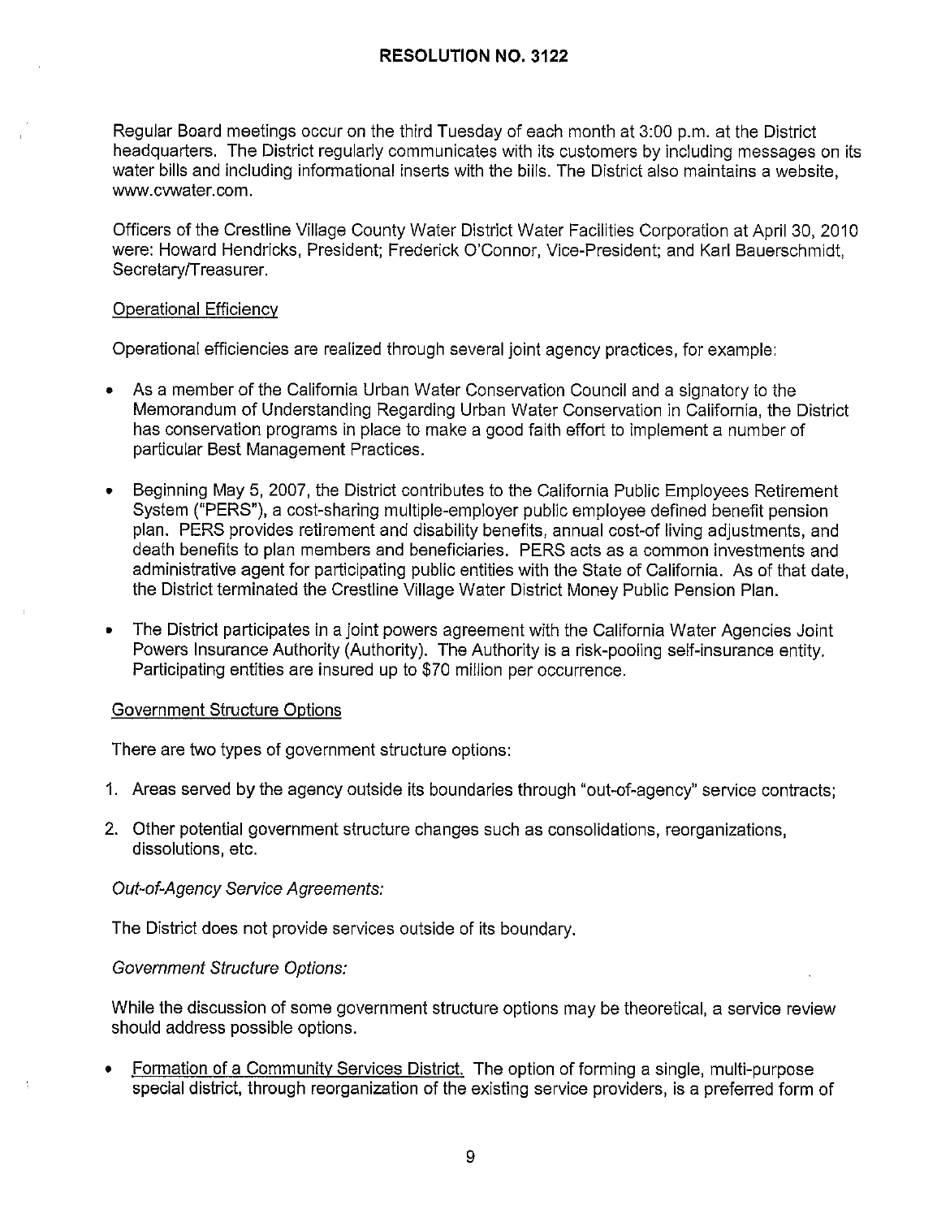Regular Board meetings occur on the third Tuesday of each month at 3:00 p.m. at the District headquarters. The District regularly communicates with its customers by including messages on its water bills and including informational inserts with the bills. The District also maintains a website, www.cvwater.com.

Officers of the Crestline Village County Water District Water Facilities Corporation at April 30, 2010 were: Howard Hendricks, President; Frederick O'Connor, Vice-President; and Karl Bauerschmidt, Secretary/Treasurer.

Operational Efficiency

Operational efficiencies are realized through several joint agency practices, for example:

- As a member of the California Urban Water Conservation Council and a signatory to the Memorandum of Understanding Regarding Urban Water Conservation in California, the District has conservation programs in place to make a good faith effort to implement a number of particular Best Management Practices.
- Beginning May 5, 2007, the District contributes to the California Public Employees Retirement System ("PERS"), a cost-sharing multiple-employer public employee defined benefit pension plan. PERS provides retirement and disability benefits, annual cost-of living adjustments, and death benefits to plan members and beneficiaries. PERS acts as a common investments and administrative agent for participating public entities with the State of California. As of that date, the District terminated the Crestline Village Water District Money Public Pension Plan.
- The District participates in a joint powers agreement with the California Water Agencies Joint Powers Insurance Authority (Authority). The Authority is a risk-pooling self-insurance entity. Participating entities are insured up to $70 million per occurrence.

Government Structure Options

There are two types of government structure options:

1. Areas served by the agency outside its boundaries through "out-of-agency" service contracts;
2. Other potential government structure changes such as consolidations, reorganizations, dissolutions, etc.

*Out-of-Agency Service Agreements:*

The District does not provide services outside of its boundary.

*Government Structure Options:*

While the discussion of some government structure options may be theoretical, a service review should address possible options.

- Formation of a Community Services District. The option of forming a single, multi-purpose special district, through reorganization of the existing service providers, is a preferred form of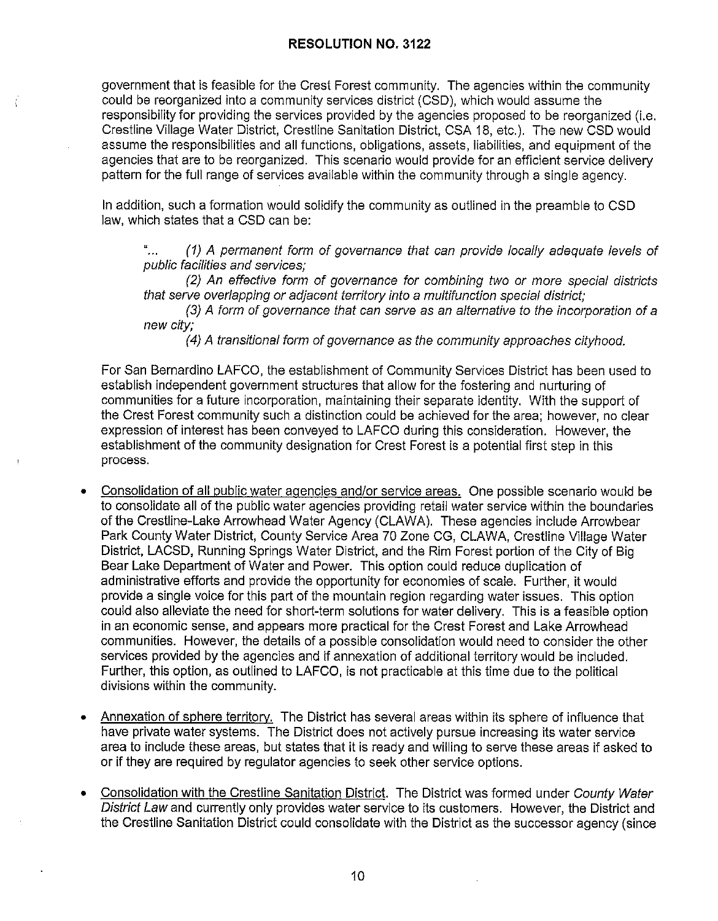government that is feasible for the Crest Forest community. The agencies within the community could be reorganized into a community services district (CSD), which would assume the responsibility for providing the services provided by the agencies proposed to be reorganized (i.e. Crestline Village Water District, Crestline Sanitation District, CSA 18, etc.). The new CSD would assume the responsibilities and all functions, obligations, assets, liabilities, and equipment of the agencies that are to be reorganized. This scenario would provide for an efficient service delivery pattern for the full range of services available within the community through a single agency.

In addition, such a formation would solidify the community as outlined in the preamble to CSD law, which states that a CSD can be:

> "... *(1) A permanent form of governance that can provide locally adequate levels of public facilities and services;*
>
> *(2) An effective form of governance for combining two or more special districts that serve overlapping or adjacent territory into a multifunction special district;*
>
> *(3) A form of governance that can serve as an alternative to the incorporation of a new city;*
>
> *(4) A transitional form of governance as the community approaches cityhood.*

For San Bernardino LAFCO, the establishment of Community Services District has been used to establish independent government structures that allow for the fostering and nurturing of communities for a future incorporation, maintaining their separate identity. With the support of the Crest Forest community such a distinction could be achieved for the area; however, no clear expression of interest has been conveyed to LAFCO during this consideration. However, the establishment of the community designation for Crest Forest is a potential first step in this process.

- Consolidation of all public water agencies and/or service areas. One possible scenario would be to consolidate all of the public water agencies providing retail water service within the boundaries of the Crestline-Lake Arrowhead Water Agency (CLAWA). These agencies include Arrowbear Park County Water District, County Service Area 70 Zone CG, CLAWA, Crestline Village Water District, LACSD, Running Springs Water District, and the Rim Forest portion of the City of Big Bear Lake Department of Water and Power. This option could reduce duplication of administrative efforts and provide the opportunity for economies of scale. Further, it would provide a single voice for this part of the mountain region regarding water issues. This option could also alleviate the need for short-term solutions for water delivery. This is a feasible option in an economic sense, and appears more practical for the Crest Forest and Lake Arrowhead communities. However, the details of a possible consolidation would need to consider the other services provided by the agencies and if annexation of additional territory would be included. Further, this option, as outlined to LAFCO, is not practicable at this time due to the political divisions within the community.

- Annexation of sphere territory. The District has several areas within its sphere of influence that have private water systems. The District does not actively pursue increasing its water service area to include these areas, but states that it is ready and willing to serve these areas if asked to or if they are required by regulator agencies to seek other service options.

- Consolidation with the Crestline Sanitation District. The District was formed under *County Water District Law* and currently only provides water service to its customers. However, the District and the Crestline Sanitation District could consolidate with the District as the successor agency (since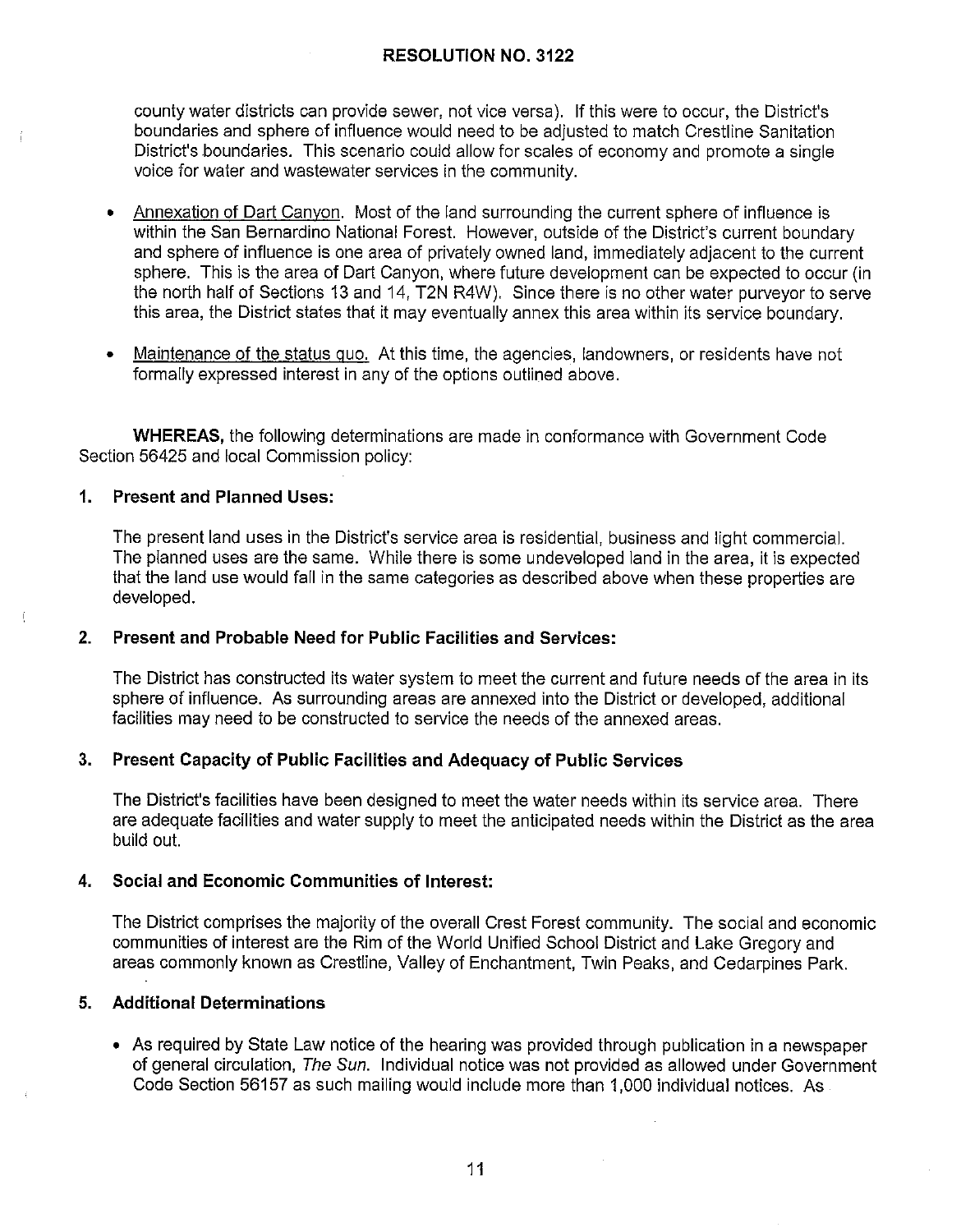county water districts can provide sewer, not vice versa). If this were to occur, the District's boundaries and sphere of influence would need to be adjusted to match Crestline Sanitation District's boundaries. This scenario could allow for scales of economy and promote a single voice for water and wastewater services in the community.

- Annexation of Dart Canyon. Most of the land surrounding the current sphere of influence is within the San Bernardino National Forest. However, outside of the District's current boundary and sphere of influence is one area of privately owned land, immediately adjacent to the current sphere. This is the area of Dart Canyon, where future development can be expected to occur (in the north half of Sections 13 and 14, T2N R4W). Since there is no other water purveyor to serve this area, the District states that it may eventually annex this area within its service boundary.

- Maintenance of the status quo. At this time, the agencies, landowners, or residents have not formally expressed interest in any of the options outlined above.

**WHEREAS,** the following determinations are made in conformance with Government Code Section 56425 and local Commission policy:

**1. Present and Planned Uses:**

The present land uses in the District's service area is residential, business and light commercial. The planned uses are the same. While there is some undeveloped land in the area, it is expected that the land use would fall in the same categories as described above when these properties are developed.

**2. Present and Probable Need for Public Facilities and Services:**

The District has constructed its water system to meet the current and future needs of the area in its sphere of influence. As surrounding areas are annexed into the District or developed, additional facilities may need to be constructed to service the needs of the annexed areas.

**3. Present Capacity of Public Facilities and Adequacy of Public Services**

The District's facilities have been designed to meet the water needs within its service area. There are adequate facilities and water supply to meet the anticipated needs within the District as the area build out.

**4. Social and Economic Communities of Interest:**

The District comprises the majority of the overall Crest Forest community. The social and economic communities of interest are the Rim of the World Unified School District and Lake Gregory and areas commonly known as Crestline, Valley of Enchantment, Twin Peaks, and Cedarpines Park.

**5. Additional Determinations**

- As required by State Law notice of the hearing was provided through publication in a newspaper of general circulation, *The Sun*. Individual notice was not provided as allowed under Government Code Section 56157 as such mailing would include more than 1,000 individual notices. As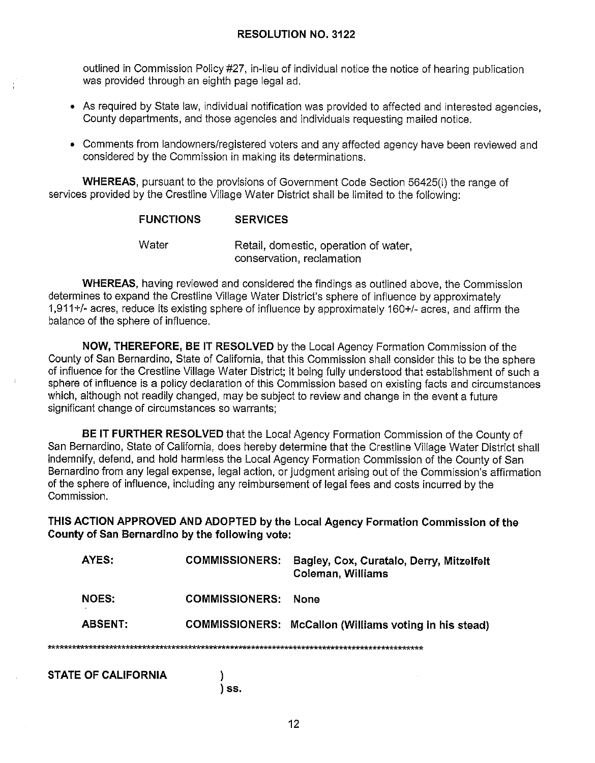**RESOLUTION NO. 3122**

outlined in Commission Policy #27, in-lieu of individual notice the notice of hearing publication was provided through an eighth page legal ad.

- As required by State law, individual notification was provided to affected and interested agencies, County departments, and those agencies and individuals requesting mailed notice.
- Comments from landowners/registered voters and any affected agency have been reviewed and considered by the Commission in making its determinations.

**WHEREAS**, pursuant to the provisions of Government Code Section 56425(i) the range of services provided by the Crestline Village Water District shall be limited to the following:

| FUNCTIONS | SERVICES |
|---|---|
| Water | Retail, domestic, operation of water, conservation, reclamation |

**WHEREAS**, having reviewed and considered the findings as outlined above, the Commission determines to expand the Crestline Village Water District's sphere of influence by approximately 1,911+/- acres, reduce its existing sphere of influence by approximately 160+/- acres, and affirm the balance of the sphere of influence.

**NOW, THEREFORE, BE IT RESOLVED** by the Local Agency Formation Commission of the County of San Bernardino, State of California, that this Commission shall consider this to be the sphere of influence for the Crestline Village Water District; it being fully understood that establishment of such a sphere of influence is a policy declaration of this Commission based on existing facts and circumstances which, although not readily changed, may be subject to review and change in the event a future significant change of circumstances so warrants;

**BE IT FURTHER RESOLVED** that the Local Agency Formation Commission of the County of San Bernardino, State of California, does hereby determine that the Crestline Village Water District shall indemnify, defend, and hold harmless the Local Agency Formation Commission of the County of San Bernardino from any legal expense, legal action, or judgment arising out of the Commission's affirmation of the sphere of influence, including any reimbursement of legal fees and costs incurred by the Commission.

**THIS ACTION APPROVED AND ADOPTED by the Local Agency Formation Commission of the County of San Bernardino by the following vote:**

| | | |
|---|---|---|
| **AYES:** | **COMMISSIONERS:** | **Bagley, Cox, Curatalo, Derry, Mitzelfelt Coleman, Williams** |
| **NOES:** | **COMMISSIONERS:** | **None** |
| **ABSENT:** | **COMMISSIONERS:** | **McCallon (Williams voting in his stead)** |

\*\*\*\*\*\*\*\*\*\*\*\*\*\*\*\*\*\*\*\*\*\*\*\*\*\*\*\*\*\*\*\*\*\*\*\*\*\*\*\*\*\*\*\*\*\*\*\*\*\*\*\*\*\*\*\*\*\*\*\*\*\*\*\*\*\*\*\*\*\*\*\*\*\*\*\*\*\*\*\*\*\*\*\*\*\*\*\*\*\*

**STATE OF CALIFORNIA** )
) **ss.**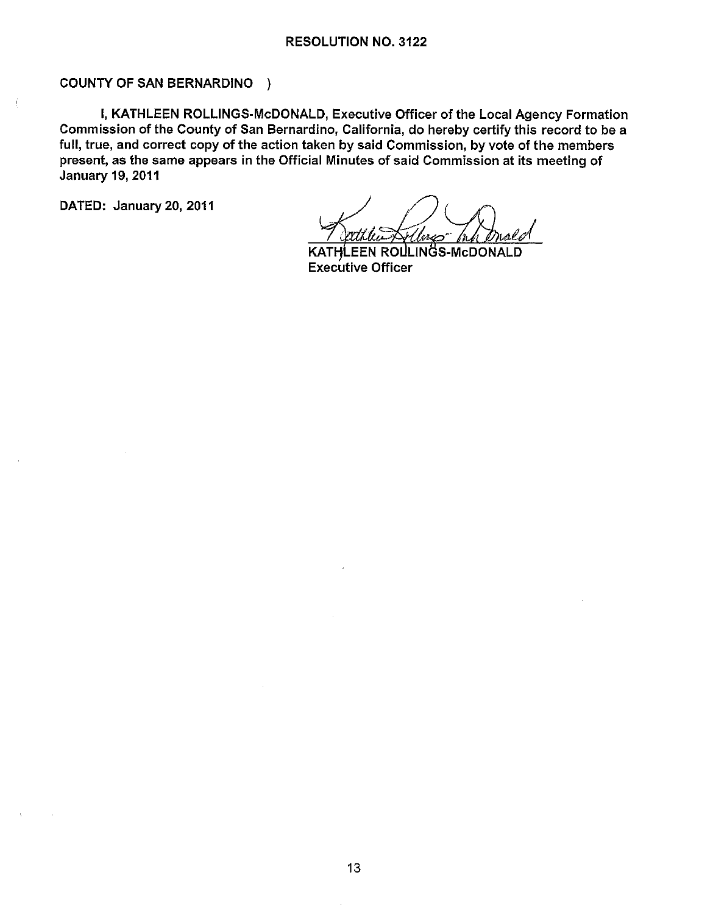**RESOLUTION NO. 3122**

**COUNTY OF SAN BERNARDINO )**

**I, KATHLEEN ROLLINGS-McDONALD, Executive Officer of the Local Agency Formation Commission of the County of San Bernardino, California, do hereby certify this record to be a full, true, and correct copy of the action taken by said Commission, by vote of the members present, as the same appears in the Official Minutes of said Commission at its meeting of January 19, 2011**

**DATED: January 20, 2011**

**KATHLEEN ROLLINGS-McDONALD**
**Executive Officer**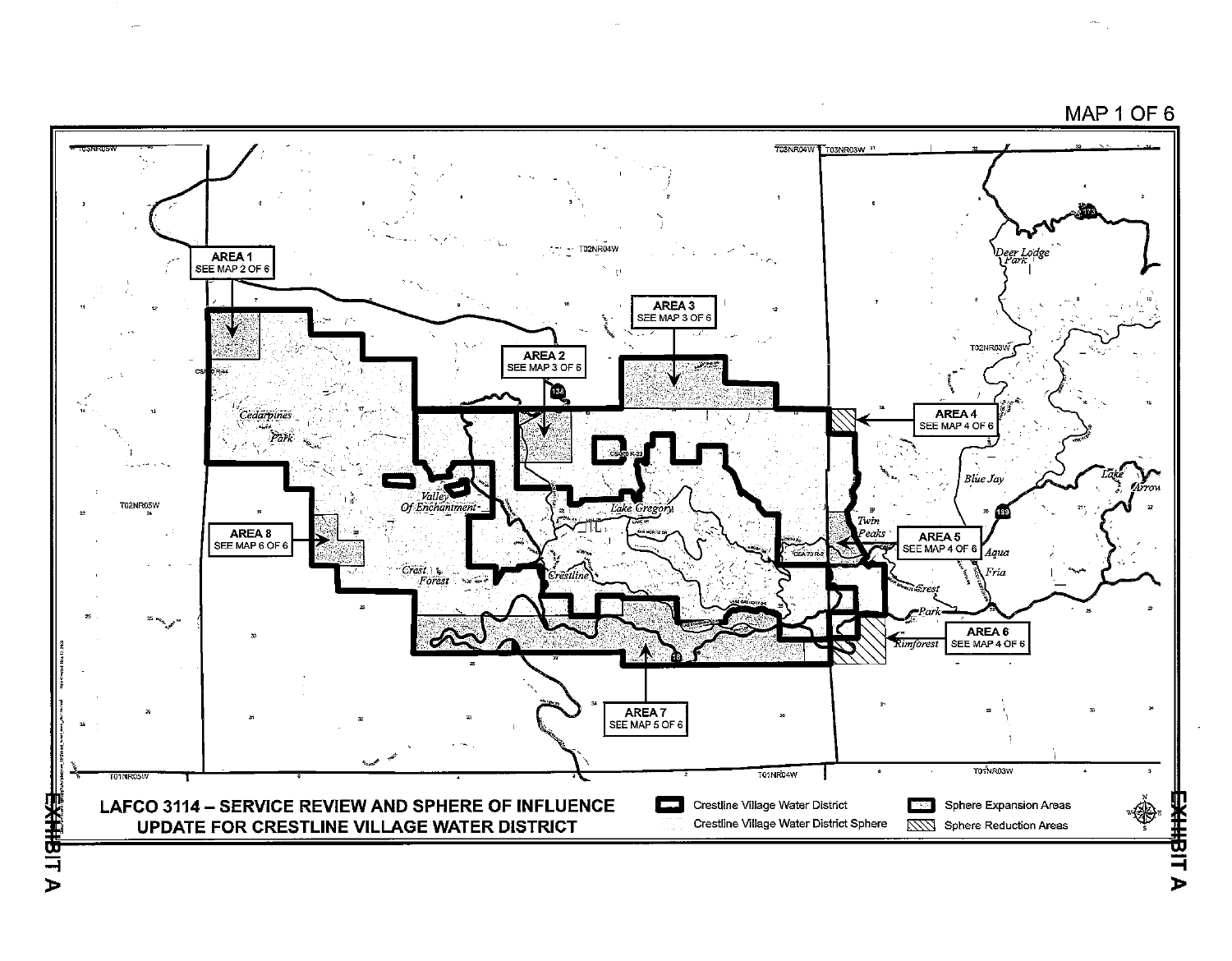MAP 1 OF 6

AREA 1
SEE MAP 2 OF 6

AREA 2
SEE MAP 3 OF 6

AREA 3
SEE MAP 3 OF 6

AREA 4
SEE MAP 4 OF 6

AREA 5
SEE MAP 4 OF 6

AREA 6
SEE MAP 4 OF 6

AREA 7
SEE MAP 5 OF 6

AREA 8
SEE MAP 6 OF 6

**LAFCO 3114 – SERVICE REVIEW AND SPHERE OF INFLUENCE UPDATE FOR CRESTLINE VILLAGE WATER DISTRICT**

- Crestline Village Water District
- Crestline Village Water District Sphere
- Sphere Expansion Areas
- Sphere Reduction Areas

EXHIBIT A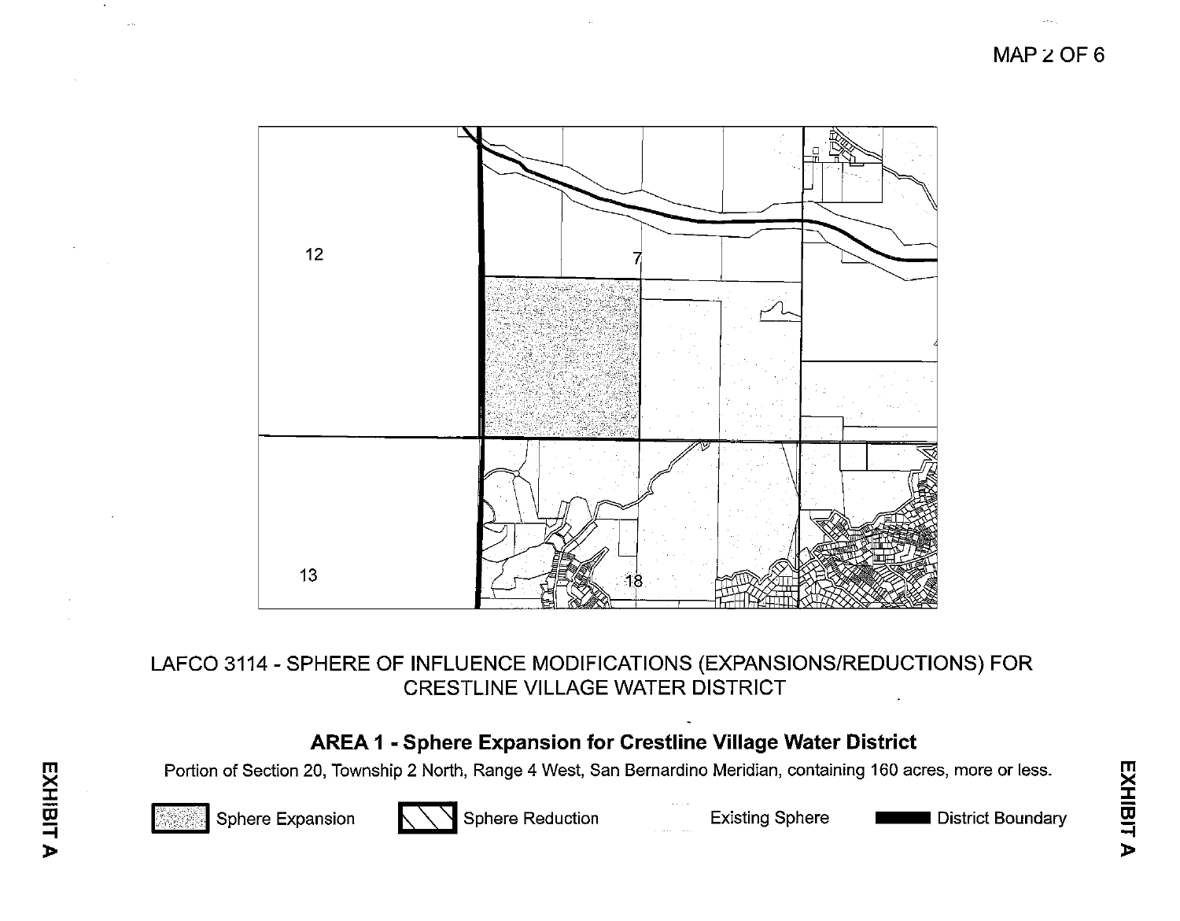LAFCO 3114 - SPHERE OF INFLUENCE MODIFICATIONS (EXPANSIONS/REDUCTIONS) FOR CRESTLINE VILLAGE WATER DISTRICT

**AREA 1 - Sphere Expansion for Crestline Village Water District**

Portion of Section 20, Township 2 North, Range 4 West, San Bernardino Meridian, containing 160 acres, more or less.

Sphere Expansion | Sphere Reduction | Existing Sphere | District Boundary

EXHIBIT A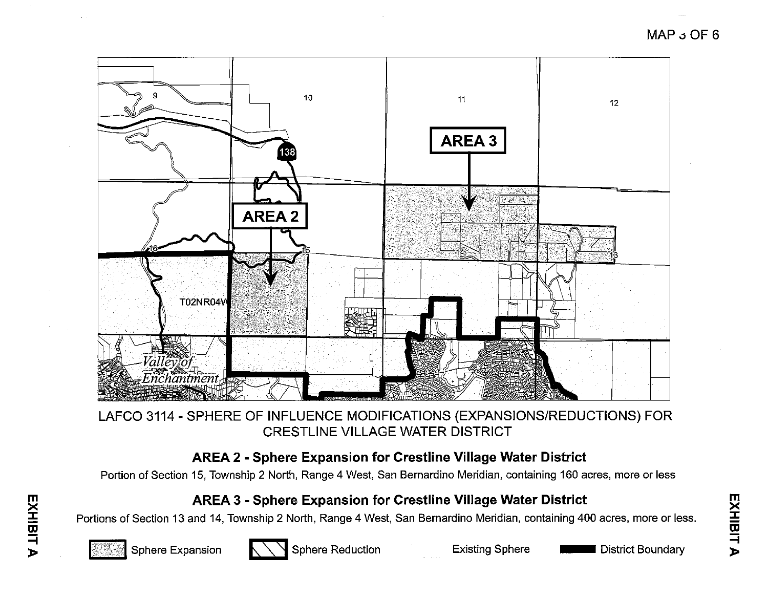MAP 3 OF 6

AREA 3

AREA 2

LAFCO 3114 - SPHERE OF INFLUENCE MODIFICATIONS (EXPANSIONS/REDUCTIONS) FOR CRESTLINE VILLAGE WATER DISTRICT

**AREA 2 - Sphere Expansion for Crestline Village Water District**

Portion of Section 15, Township 2 North, Range 4 West, San Bernardino Meridian, containing 160 acres, more or less

**AREA 3 - Sphere Expansion for Crestline Village Water District**

Portions of Section 13 and 14, Township 2 North, Range 4 West, San Bernardino Meridian, containing 400 acres, more or less.

Sphere Expansion | Sphere Reduction | Existing Sphere | District Boundary

EXHIBIT A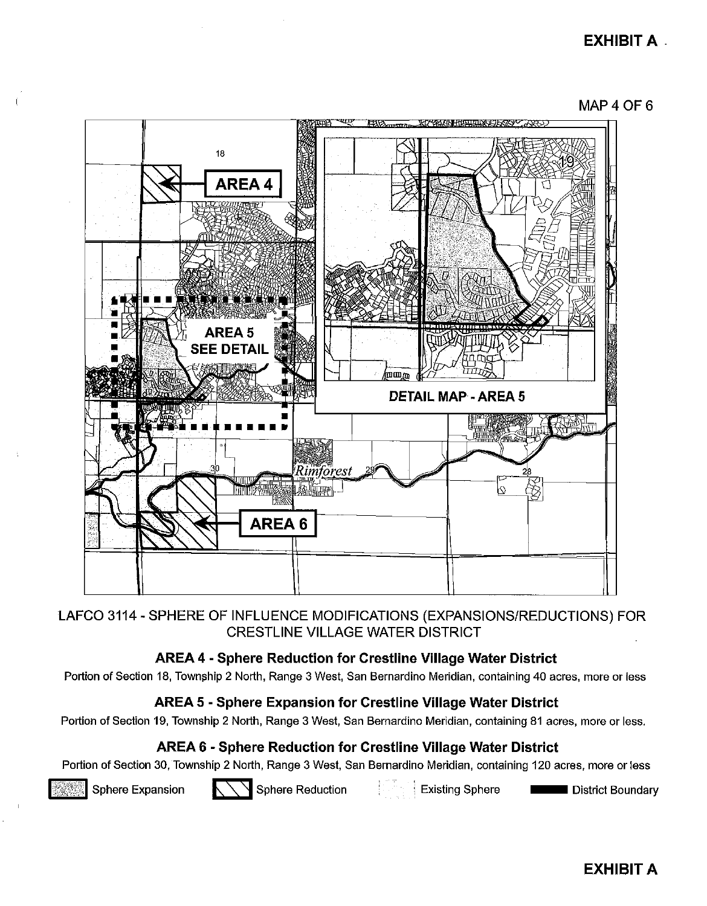# EXHIBIT A

MAP 4 OF 6

LAFCO 3114 - SPHERE OF INFLUENCE MODIFICATIONS (EXPANSIONS/REDUCTIONS) FOR CRESTLINE VILLAGE WATER DISTRICT

### AREA 4 - Sphere Reduction for Crestline Village Water District

Portion of Section 18, Township 2 North, Range 3 West, San Bernardino Meridian, containing 40 acres, more or less

### AREA 5 - Sphere Expansion for Crestline Village Water District

Portion of Section 19, Township 2 North, Range 3 West, San Bernardino Meridian, containing 81 acres, more or less.

### AREA 6 - Sphere Reduction for Crestline Village Water District

Portion of Section 30, Township 2 North, Range 3 West, San Bernardino Meridian, containing 120 acres, more or less

Sphere Expansion | Sphere Reduction | Existing Sphere | District Boundary

# EXHIBIT A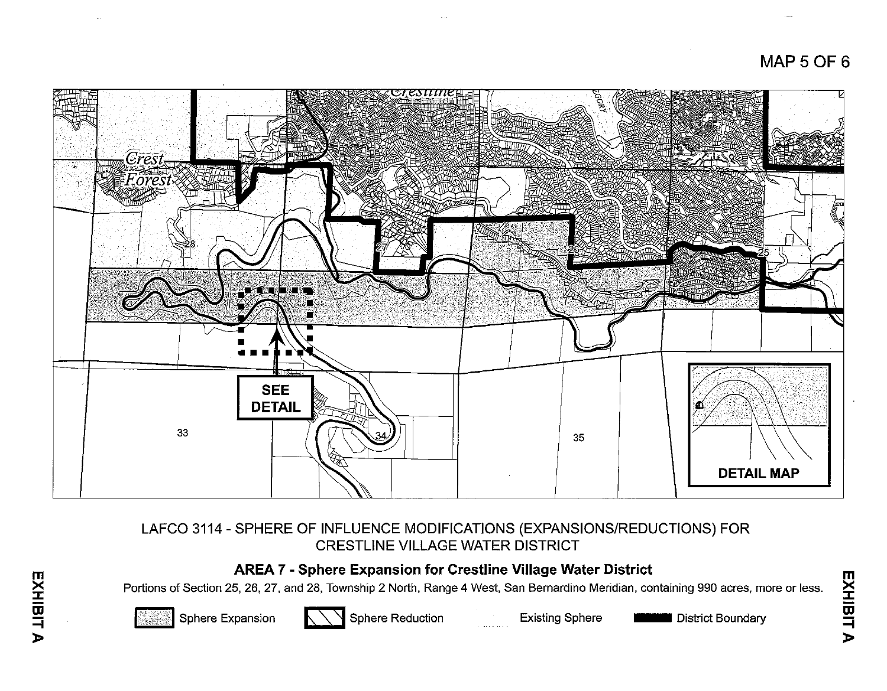MAP 5 OF 6

LAFCO 3114 - SPHERE OF INFLUENCE MODIFICATIONS (EXPANSIONS/REDUCTIONS) FOR CRESTLINE VILLAGE WATER DISTRICT

**AREA 7 - Sphere Expansion for Crestline Village Water District**

Portions of Section 25, 26, 27, and 28, Township 2 North, Range 4 West, San Bernardino Meridian, containing 990 acres, more or less.

Sphere Expansion | Sphere Reduction | Existing Sphere | District Boundary

EXHIBIT A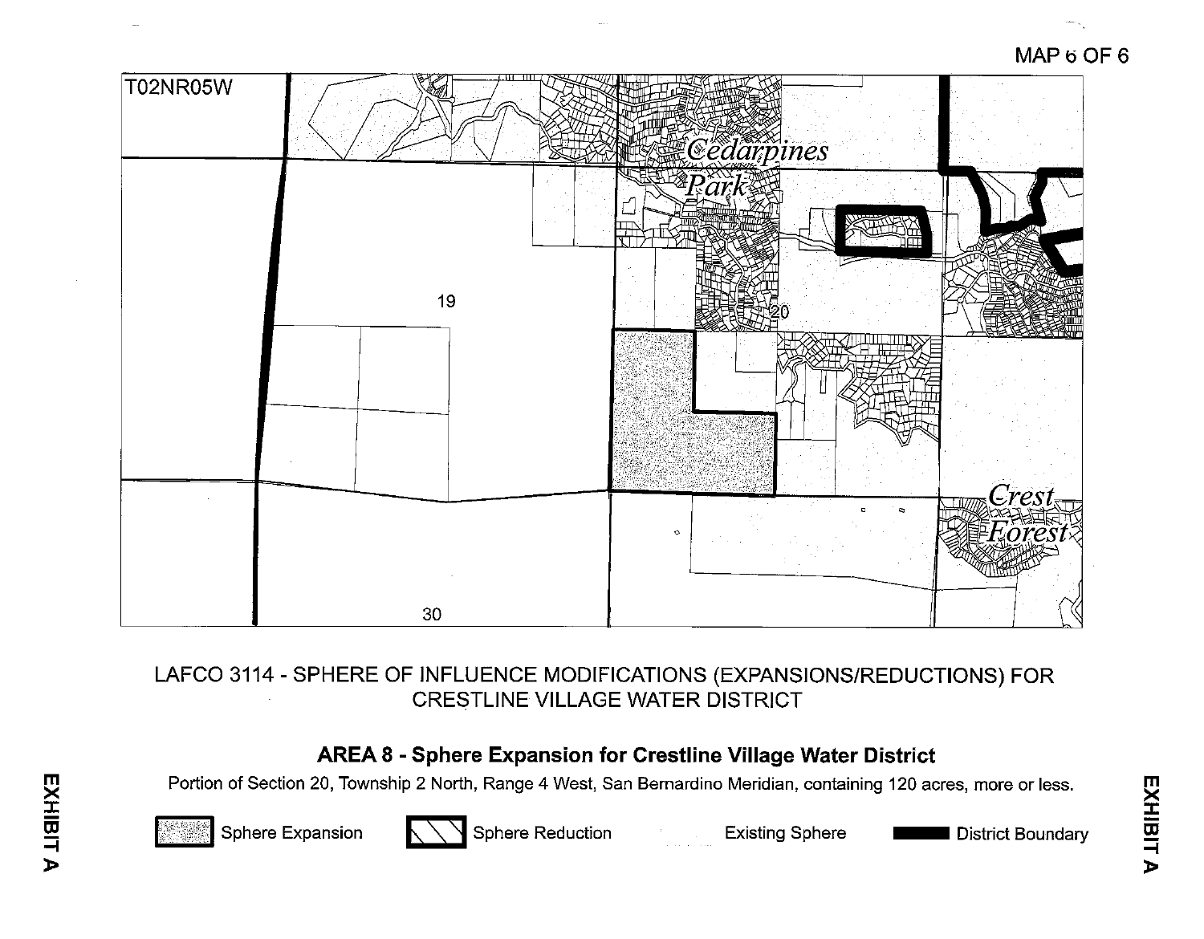MAP 6 OF 6

T02NR05W

Cedarpines Park

19

20

30

Crest Forest

LAFCO 3114 - SPHERE OF INFLUENCE MODIFICATIONS (EXPANSIONS/REDUCTIONS) FOR CRESTLINE VILLAGE WATER DISTRICT

**AREA 8 - Sphere Expansion for Crestline Village Water District**

Portion of Section 20, Township 2 North, Range 4 West, San Bernardino Meridian, containing 120 acres, more or less.

Sphere Expansion    Sphere Reduction    Existing Sphere    District Boundary

EXHIBIT A